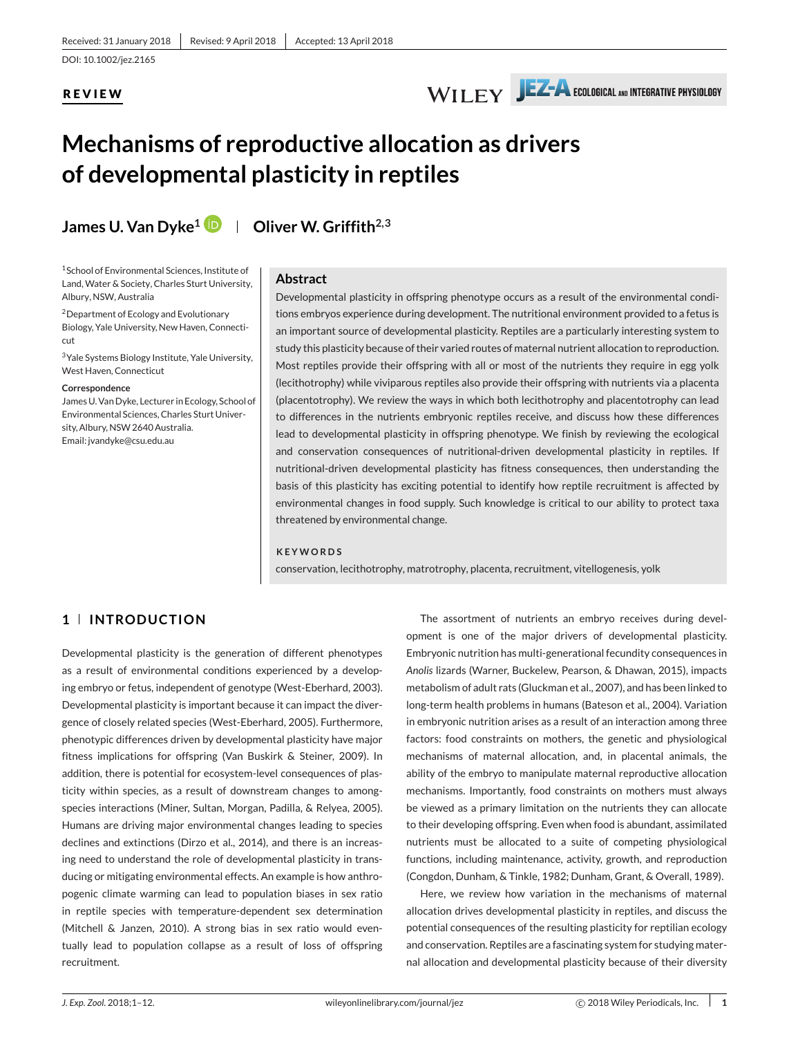Received: 31 January 2018 | Revised: 9 April 2018 | Accepted: 13 April 2018

DOI: 10.1002/jez.2165

**REVIEW**

# Mechanisms of reproductive allocation as drivers of developmental plasticity in reptiles

**James U. Van Dyke[1] | Oliver W. Griffith[2,3]**

[1]School of Environmental Sciences, Institute of Land, Water & Society, Charles Sturt University, Albury, NSW, Australia

[2]Department of Ecology and Evolutionary Biology, Yale University, New Haven, Connecticut

[3]Yale Systems Biology Institute, Yale University, West Haven, Connecticut

**Correspondence**

James U. Van Dyke, Lecturer in Ecology, School of Environmental Sciences, Charles Sturt University, Albury, NSW 2640 Australia.
Email: jvandyke@csu.edu.au

## Abstract

Developmental plasticity in offspring phenotype occurs as a result of the environmental conditions embryos experience during development. The nutritional environment provided to a fetus is an important source of developmental plasticity. Reptiles are a particularly interesting system to study this plasticity because of their varied routes of maternal nutrient allocation to reproduction. Most reptiles provide their offspring with all or most of the nutrients they require in egg yolk (lecithotrophy) while viviparous reptiles also provide their offspring with nutrients via a placenta (placentotrophy). We review the ways in which both lecithotrophy and placentotrophy can lead to differences in the nutrients embryonic reptiles receive, and discuss how these differences lead to developmental plasticity in offspring phenotype. We finish by reviewing the ecological and conservation consequences of nutritional-driven developmental plasticity in reptiles. If nutritional-driven developmental plasticity has fitness consequences, then understanding the basis of this plasticity has exciting potential to identify how reptile recruitment is affected by environmental changes in food supply. Such knowledge is critical to our ability to protect taxa threatened by environmental change.

**KEYWORDS**

conservation, lecithotrophy, matrotrophy, placenta, recruitment, vitellogenesis, yolk

## 1 | INTRODUCTION

Developmental plasticity is the generation of different phenotypes as a result of environmental conditions experienced by a developing embryo or fetus, independent of genotype (West-Eberhard, 2003). Developmental plasticity is important because it can impact the divergence of closely related species (West-Eberhard, 2005). Furthermore, phenotypic differences driven by developmental plasticity have major fitness implications for offspring (Van Buskirk & Steiner, 2009). In addition, there is potential for ecosystem-level consequences of plasticity within species, as a result of downstream changes to among-species interactions (Miner, Sultan, Morgan, Padilla, & Relyea, 2005). Humans are driving major environmental changes leading to species declines and extinctions (Dirzo et al., 2014), and there is an increasing need to understand the role of developmental plasticity in transducing or mitigating environmental effects. An example is how anthropogenic climate warming can lead to population biases in sex ratio in reptile species with temperature-dependent sex determination (Mitchell & Janzen, 2010). A strong bias in sex ratio would eventually lead to population collapse as a result of loss of offspring recruitment.

The assortment of nutrients an embryo receives during development is one of the major drivers of developmental plasticity. Embryonic nutrition has multi-generational fecundity consequences in *Anolis* lizards (Warner, Buckelew, Pearson, & Dhawan, 2015), impacts metabolism of adult rats (Gluckman et al., 2007), and has been linked to long-term health problems in humans (Bateson et al., 2004). Variation in embryonic nutrition arises as a result of an interaction among three factors: food constraints on mothers, the genetic and physiological mechanisms of maternal allocation, and, in placental animals, the ability of the embryo to manipulate maternal reproductive allocation mechanisms. Importantly, food constraints on mothers must always be viewed as a primary limitation on the nutrients they can allocate to their developing offspring. Even when food is abundant, assimilated nutrients must be allocated to a suite of competing physiological functions, including maintenance, activity, growth, and reproduction (Congdon, Dunham, & Tinkle, 1982; Dunham, Grant, & Overall, 1989).

Here, we review how variation in the mechanisms of maternal allocation drives developmental plasticity in reptiles, and discuss the potential consequences of the resulting plasticity for reptilian ecology and conservation. Reptiles are a fascinating system for studying maternal allocation and developmental plasticity because of their diversity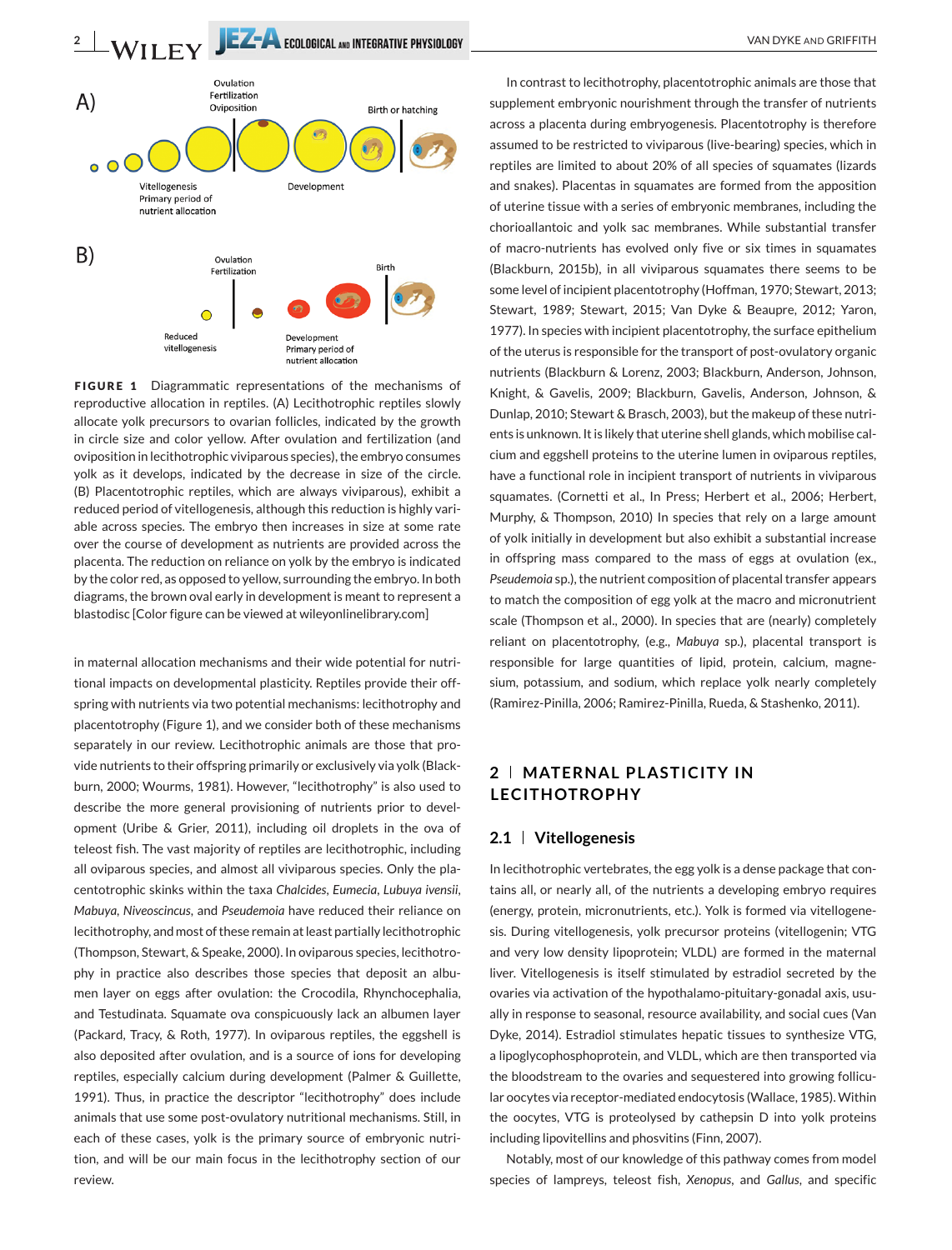**FIGURE 1** Diagrammatic representations of the mechanisms of reproductive allocation in reptiles. (A) Lecithotrophic reptiles slowly allocate yolk precursors to ovarian follicles, indicated by the growth in circle size and color yellow. After ovulation and fertilization (and oviposition in lecithotrophic viviparous species), the embryo consumes yolk as it develops, indicated by the decrease in size of the circle. (B) Placentotrophic reptiles, which are always viviparous), exhibit a reduced period of vitellogenesis, although this reduction is highly variable across species. The embryo then increases in size at some rate over the course of development as nutrients are provided across the placenta. The reduction on reliance on yolk by the embryo is indicated by the color red, as opposed to yellow, surrounding the embryo. In both diagrams, the brown oval early in development is meant to represent a blastodisc [Color figure can be viewed at wileyonlinelibrary.com]

in maternal allocation mechanisms and their wide potential for nutritional impacts on developmental plasticity. Reptiles provide their offspring with nutrients via two potential mechanisms: lecithotrophy and placentotrophy (Figure 1), and we consider both of these mechanisms separately in our review. Lecithotrophic animals are those that provide nutrients to their offspring primarily or exclusively via yolk (Blackburn, 2000; Wourms, 1981). However, "lecithotrophy" is also used to describe the more general provisioning of nutrients prior to development (Uribe & Grier, 2011), including oil droplets in the ova of teleost fish. The vast majority of reptiles are lecithotrophic, including all oviparous species, and almost all viviparous species. Only the placentotrophic skinks within the taxa *Chalcides*, *Eumecia*, *Lubuya ivensii*, *Mabuya*, *Niveoscincus*, and *Pseudemoia* have reduced their reliance on lecithotrophy, and most of these remain at least partially lecithotrophic (Thompson, Stewart, & Speake, 2000). In oviparous species, lecithotrophy in practice also describes those species that deposit an albumen layer on eggs after ovulation: the Crocodila, Rhynchocephalia, and Testudinata. Squamate ova conspicuously lack an albumen layer (Packard, Tracy, & Roth, 1977). In oviparous reptiles, the eggshell is also deposited after ovulation, and is a source of ions for developing reptiles, especially calcium during development (Palmer & Guillette, 1991). Thus, in practice the descriptor "lecithotrophy" does include animals that use some post-ovulatory nutritional mechanisms. Still, in each of these cases, yolk is the primary source of embryonic nutrition, and will be our main focus in the lecithotrophy section of our review.

In contrast to lecithotrophy, placentotrophic animals are those that supplement embryonic nourishment through the transfer of nutrients across a placenta during embryogenesis. Placentotrophy is therefore assumed to be restricted to viviparous (live-bearing) species, which in reptiles are limited to about 20% of all species of squamates (lizards and snakes). Placentas in squamates are formed from the apposition of uterine tissue with a series of embryonic membranes, including the chorioallantoic and yolk sac membranes. While substantial transfer of macro-nutrients has evolved only five or six times in squamates (Blackburn, 2015b), in all viviparous squamates there seems to be some level of incipient placentotrophy (Hoffman, 1970; Stewart, 2013; Stewart, 1989; Stewart, 2015; Van Dyke & Beaupre, 2012; Yaron, 1977). In species with incipient placentotrophy, the surface epithelium of the uterus is responsible for the transport of post-ovulatory organic nutrients (Blackburn & Lorenz, 2003; Blackburn, Anderson, Johnson, Knight, & Gavelis, 2009; Blackburn, Gavelis, Anderson, Johnson, & Dunlap, 2010; Stewart & Brasch, 2003), but the makeup of these nutrients is unknown. It is likely that uterine shell glands, which mobilise calcium and eggshell proteins to the uterine lumen in oviparous reptiles, have a functional role in incipient transport of nutrients in viviparous squamates. (Cornetti et al., In Press; Herbert et al., 2006; Herbert, Murphy, & Thompson, 2010) In species that rely on a large amount of yolk initially in development but also exhibit a substantial increase in offspring mass compared to the mass of eggs at ovulation (ex., *Pseudemoia* sp.), the nutrient composition of placental transfer appears to match the composition of egg yolk at the macro and micronutrient scale (Thompson et al., 2000). In species that are (nearly) completely reliant on placentotrophy, (e.g., *Mabuya* sp.), placental transport is responsible for large quantities of lipid, protein, calcium, magnesium, potassium, and sodium, which replace yolk nearly completely (Ramirez-Pinilla, 2006; Ramirez-Pinilla, Rueda, & Stashenko, 2011).

## 2 | MATERNAL PLASTICITY IN LECITHOTROPHY

### 2.1 | Vitellogenesis

In lecithotrophic vertebrates, the egg yolk is a dense package that contains all, or nearly all, of the nutrients a developing embryo requires (energy, protein, micronutrients, etc.). Yolk is formed via vitellogenesis. During vitellogenesis, yolk precursor proteins (vitellogenin; VTG and very low density lipoprotein; VLDL) are formed in the maternal liver. Vitellogenesis is itself stimulated by estradiol secreted by the ovaries via activation of the hypothalamo-pituitary-gonadal axis, usually in response to seasonal, resource availability, and social cues (Van Dyke, 2014). Estradiol stimulates hepatic tissues to synthesize VTG, a lipoglycophosphoprotein, and VLDL, which are then transported via the bloodstream to the ovaries and sequestered into growing follicular oocytes via receptor-mediated endocytosis (Wallace, 1985). Within the oocytes, VTG is proteolysed by cathepsin D into yolk proteins including lipovitellins and phosvitins (Finn, 2007).

Notably, most of our knowledge of this pathway comes from model species of lampreys, teleost fish, *Xenopus*, and *Gallus*, and specific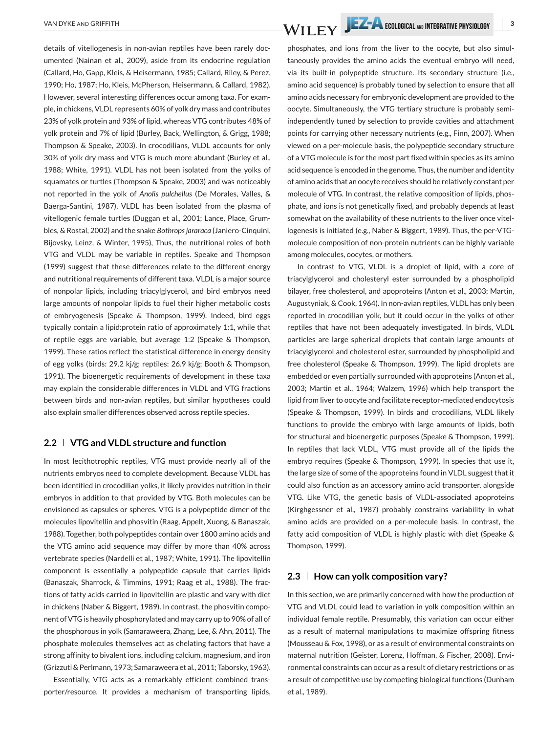details of vitellogenesis in non-avian reptiles have been rarely documented (Nainan et al., 2009), aside from its endocrine regulation (Callard, Ho, Gapp, Kleis, & Heisermann, 1985; Callard, Riley, & Perez, 1990; Ho, 1987; Ho, Kleis, McPherson, Heisermann, & Callard, 1982). However, several interesting differences occur among taxa. For example, in chickens, VLDL represents 60% of yolk dry mass and contributes 23% of yolk protein and 93% of lipid, whereas VTG contributes 48% of yolk protein and 7% of lipid (Burley, Back, Wellington, & Grigg, 1988; Thompson & Speake, 2003). In crocodilians, VLDL accounts for only 30% of yolk dry mass and VTG is much more abundant (Burley et al., 1988; White, 1991). VLDL has not been isolated from the yolks of squamates or turtles (Thompson & Speake, 2003) and was noticeably not reported in the yolk of *Anolis pulchellus* (De Morales, Valles, & Baerga-Santini, 1987). VLDL has been isolated from the plasma of vitellogenic female turtles (Duggan et al., 2001; Lance, Place, Grumbles, & Rostal, 2002) and the snake *Bothrops jararaca* (Janiero-Cinquini, Bijovsky, Leinz, & Winter, 1995), Thus, the nutritional roles of both VTG and VLDL may be variable in reptiles. Speake and Thompson (1999) suggest that these differences relate to the different energy and nutritional requirements of different taxa. VLDL is a major source of nonpolar lipids, including triacylglycerol, and bird embryos need large amounts of nonpolar lipids to fuel their higher metabolic costs of embryogenesis (Speake & Thompson, 1999). Indeed, bird eggs typically contain a lipid:protein ratio of approximately 1:1, while that of reptile eggs are variable, but average 1:2 (Speake & Thompson, 1999). These ratios reflect the statistical difference in energy density of egg yolks (birds: 29.2 kj/g; reptiles: 26.9 kj/g; Booth & Thompson, 1991). The bioenergetic requirements of development in these taxa may explain the considerable differences in VLDL and VTG fractions between birds and non-avian reptiles, but similar hypotheses could also explain smaller differences observed across reptile species.

## 2.2 | VTG and VLDL structure and function

In most lecithotrophic reptiles, VTG must provide nearly all of the nutrients embryos need to complete development. Because VLDL has been identified in crocodilian yolks, it likely provides nutrition in their embryos in addition to that provided by VTG. Both molecules can be envisioned as capsules or spheres. VTG is a polypeptide dimer of the molecules lipovitellin and phosvitin (Raag, Appelt, Xuong, & Banaszak, 1988). Together, both polypeptides contain over 1800 amino acids and the VTG amino acid sequence may differ by more than 40% across vertebrate species (Nardelli et al., 1987; White, 1991). The lipovitellin component is essentially a polypeptide capsule that carries lipids (Banaszak, Sharrock, & Timmins, 1991; Raag et al., 1988). The fractions of fatty acids carried in lipovitellin are plastic and vary with diet in chickens (Naber & Biggert, 1989). In contrast, the phosvitin component of VTG is heavily phosphorylated and may carry up to 90% of all of the phosphorous in yolk (Samaraweera, Zhang, Lee, & Ahn, 2011). The phosphate molecules themselves act as chelating factors that have a strong affinity to bivalent ions, including calcium, magnesium, and iron (Grizzuti & Perlmann, 1973; Samaraweera et al., 2011; Taborsky, 1963).

Essentially, VTG acts as a remarkably efficient combined transporter/resource. It provides a mechanism of transporting lipids, phosphates, and ions from the liver to the oocyte, but also simultaneously provides the amino acids the eventual embryo will need, via its built-in polypeptide structure. Its secondary structure (i.e., amino acid sequence) is probably tuned by selection to ensure that all amino acids necessary for embryonic development are provided to the oocyte. Simultaneously, the VTG tertiary structure is probably semi-independently tuned by selection to provide cavities and attachment points for carrying other necessary nutrients (e.g., Finn, 2007). When viewed on a per-molecule basis, the polypeptide secondary structure of a VTG molecule is for the most part fixed within species as its amino acid sequence is encoded in the genome. Thus, the number and identity of amino acids that an oocyte receives should be relatively constant per molecule of VTG. In contrast, the relative composition of lipids, phosphate, and ions is not genetically fixed, and probably depends at least somewhat on the availability of these nutrients to the liver once vitellogenesis is initiated (e.g., Naber & Biggert, 1989). Thus, the per-VTG-molecule composition of non-protein nutrients can be highly variable among molecules, oocytes, or mothers.

In contrast to VTG, VLDL is a droplet of lipid, with a core of triacylglycerol and cholesteryl ester surrounded by a phospholipid bilayer, free cholesterol, and apoproteins (Anton et al., 2003; Martin, Augustyniak, & Cook, 1964). In non-avian reptiles, VLDL has only been reported in crocodilian yolk, but it could occur in the yolks of other reptiles that have not been adequately investigated. In birds, VLDL particles are large spherical droplets that contain large amounts of triacylglycerol and cholesterol ester, surrounded by phospholipid and free cholesterol (Speake & Thompson, 1999). The lipid droplets are embedded or even partially surrounded with apoproteins (Anton et al., 2003; Martin et al., 1964; Walzem, 1996) which help transport the lipid from liver to oocyte and facilitate receptor-mediated endocytosis (Speake & Thompson, 1999). In birds and crocodilians, VLDL likely functions to provide the embryo with large amounts of lipids, both for structural and bioenergetic purposes (Speake & Thompson, 1999). In reptiles that lack VLDL, VTG must provide all of the lipids the embryo requires (Speake & Thompson, 1999). In species that use it, the large size of some of the apoproteins found in VLDL suggest that it could also function as an accessory amino acid transporter, alongside VTG. Like VTG, the genetic basis of VLDL-associated apoproteins (Kirghgessner et al., 1987) probably constrains variability in what amino acids are provided on a per-molecule basis. In contrast, the fatty acid composition of VLDL is highly plastic with diet (Speake & Thompson, 1999).

## 2.3 | How can yolk composition vary?

In this section, we are primarily concerned with how the production of VTG and VLDL could lead to variation in yolk composition within an individual female reptile. Presumably, this variation can occur either as a result of maternal manipulations to maximize offspring fitness (Mousseau & Fox, 1998), or as a result of environmental constraints on maternal nutrition (Geister, Lorenz, Hoffman, & Fischer, 2008). Environmental constraints can occur as a result of dietary restrictions or as a result of competitive use by competing biological functions (Dunham et al., 1989).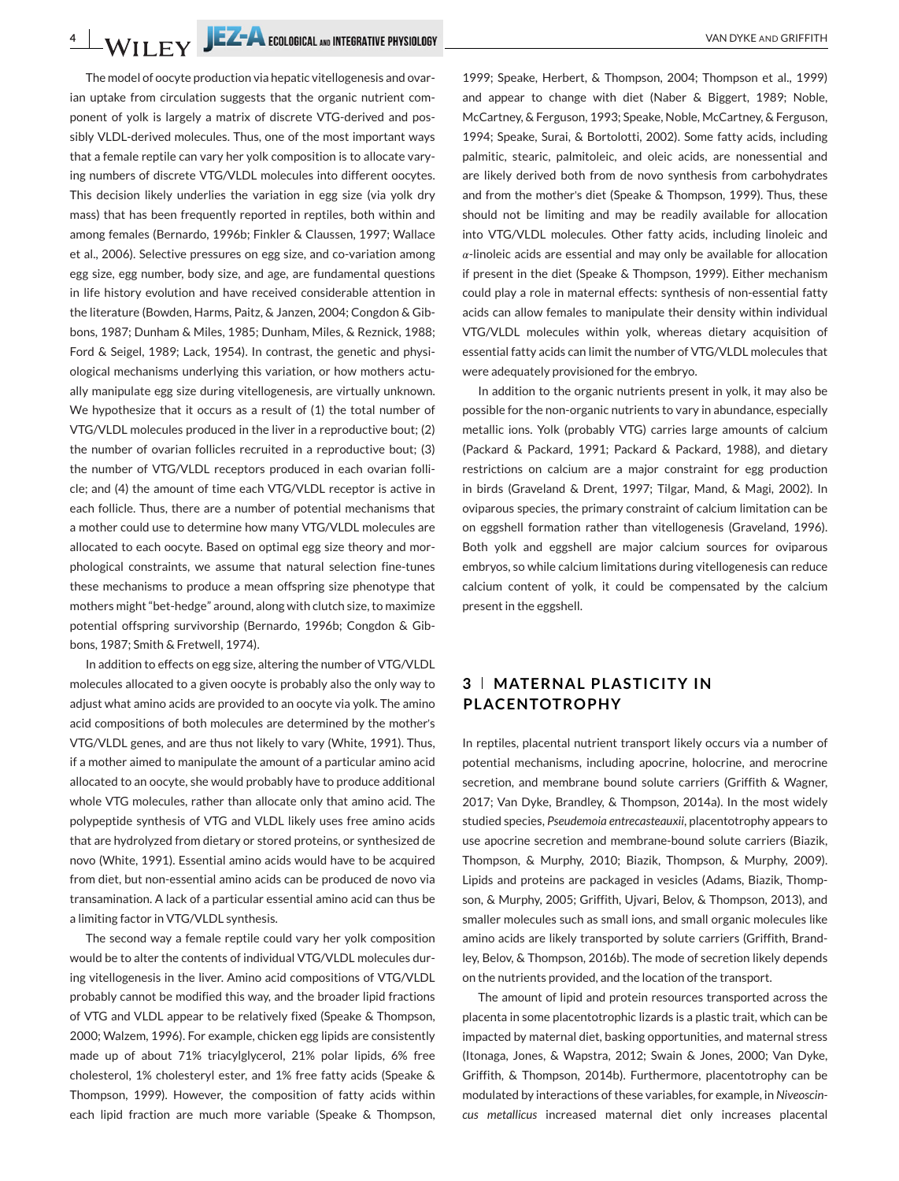The model of oocyte production via hepatic vitellogenesis and ovarian uptake from circulation suggests that the organic nutrient component of yolk is largely a matrix of discrete VTG-derived and possibly VLDL-derived molecules. Thus, one of the most important ways that a female reptile can vary her yolk composition is to allocate varying numbers of discrete VTG/VLDL molecules into different oocytes. This decision likely underlies the variation in egg size (via yolk dry mass) that has been frequently reported in reptiles, both within and among females (Bernardo, 1996b; Finkler & Claussen, 1997; Wallace et al., 2006). Selective pressures on egg size, and co-variation among egg size, egg number, body size, and age, are fundamental questions in life history evolution and have received considerable attention in the literature (Bowden, Harms, Paitz, & Janzen, 2004; Congdon & Gibbons, 1987; Dunham & Miles, 1985; Dunham, Miles, & Reznick, 1988; Ford & Seigel, 1989; Lack, 1954). In contrast, the genetic and physiological mechanisms underlying this variation, or how mothers actually manipulate egg size during vitellogenesis, are virtually unknown. We hypothesize that it occurs as a result of (1) the total number of VTG/VLDL molecules produced in the liver in a reproductive bout; (2) the number of ovarian follicles recruited in a reproductive bout; (3) the number of VTG/VLDL receptors produced in each ovarian follicle; and (4) the amount of time each VTG/VLDL receptor is active in each follicle. Thus, there are a number of potential mechanisms that a mother could use to determine how many VTG/VLDL molecules are allocated to each oocyte. Based on optimal egg size theory and morphological constraints, we assume that natural selection fine-tunes these mechanisms to produce a mean offspring size phenotype that mothers might "bet-hedge" around, along with clutch size, to maximize potential offspring survivorship (Bernardo, 1996b; Congdon & Gibbons, 1987; Smith & Fretwell, 1974).

In addition to effects on egg size, altering the number of VTG/VLDL molecules allocated to a given oocyte is probably also the only way to adjust what amino acids are provided to an oocyte via yolk. The amino acid compositions of both molecules are determined by the mother's VTG/VLDL genes, and are thus not likely to vary (White, 1991). Thus, if a mother aimed to manipulate the amount of a particular amino acid allocated to an oocyte, she would probably have to produce additional whole VTG molecules, rather than allocate only that amino acid. The polypeptide synthesis of VTG and VLDL likely uses free amino acids that are hydrolyzed from dietary or stored proteins, or synthesized de novo (White, 1991). Essential amino acids would have to be acquired from diet, but non-essential amino acids can be produced de novo via transamination. A lack of a particular essential amino acid can thus be a limiting factor in VTG/VLDL synthesis.

The second way a female reptile could vary her yolk composition would be to alter the contents of individual VTG/VLDL molecules during vitellogenesis in the liver. Amino acid compositions of VTG/VLDL probably cannot be modified this way, and the broader lipid fractions of VTG and VLDL appear to be relatively fixed (Speake & Thompson, 2000; Walzem, 1996). For example, chicken egg lipids are consistently made up of about 71% triacylglycerol, 21% polar lipids, 6% free cholesterol, 1% cholesteryl ester, and 1% free fatty acids (Speake & Thompson, 1999). However, the composition of fatty acids within each lipid fraction are much more variable (Speake & Thompson, 1999; Speake, Herbert, & Thompson, 2004; Thompson et al., 1999) and appear to change with diet (Naber & Biggert, 1989; Noble, McCartney, & Ferguson, 1993; Speake, Noble, McCartney, & Ferguson, 1994; Speake, Surai, & Bortolotti, 2002). Some fatty acids, including palmitic, stearic, palmitoleic, and oleic acids, are nonessential and are likely derived both from de novo synthesis from carbohydrates and from the mother's diet (Speake & Thompson, 1999). Thus, these should not be limiting and may be readily available for allocation into VTG/VLDL molecules. Other fatty acids, including linoleic and $\alpha$-linoleic acids are essential and may only be available for allocation if present in the diet (Speake & Thompson, 1999). Either mechanism could play a role in maternal effects: synthesis of non-essential fatty acids can allow females to manipulate their density within individual VTG/VLDL molecules within yolk, whereas dietary acquisition of essential fatty acids can limit the number of VTG/VLDL molecules that were adequately provisioned for the embryo.

In addition to the organic nutrients present in yolk, it may also be possible for the non-organic nutrients to vary in abundance, especially metallic ions. Yolk (probably VTG) carries large amounts of calcium (Packard & Packard, 1991; Packard & Packard, 1988), and dietary restrictions on calcium are a major constraint for egg production in birds (Graveland & Drent, 1997; Tilgar, Mand, & Magi, 2002). In oviparous species, the primary constraint of calcium limitation can be on eggshell formation rather than vitellogenesis (Graveland, 1996). Both yolk and eggshell are major calcium sources for oviparous embryos, so while calcium limitations during vitellogenesis can reduce calcium content of yolk, it could be compensated by the calcium present in the eggshell.

## 3 | MATERNAL PLASTICITY IN PLACENTOTROPHY

In reptiles, placental nutrient transport likely occurs via a number of potential mechanisms, including apocrine, holocrine, and merocrine secretion, and membrane bound solute carriers (Griffith & Wagner, 2017; Van Dyke, Brandley, & Thompson, 2014a). In the most widely studied species, *Pseudemoia entrecasteauxii*, placentotrophy appears to use apocrine secretion and membrane-bound solute carriers (Biazik, Thompson, & Murphy, 2010; Biazik, Thompson, & Murphy, 2009). Lipids and proteins are packaged in vesicles (Adams, Biazik, Thompson, & Murphy, 2005; Griffith, Ujvari, Belov, & Thompson, 2013), and smaller molecules such as small ions, and small organic molecules like amino acids are likely transported by solute carriers (Griffith, Brandley, Belov, & Thompson, 2016b). The mode of secretion likely depends on the nutrients provided, and the location of the transport.

The amount of lipid and protein resources transported across the placenta in some placentotrophic lizards is a plastic trait, which can be impacted by maternal diet, basking opportunities, and maternal stress (Itonaga, Jones, & Wapstra, 2012; Swain & Jones, 2000; Van Dyke, Griffith, & Thompson, 2014b). Furthermore, placentotrophy can be modulated by interactions of these variables, for example, in *Niveoscincus metallicus* increased maternal diet only increases placental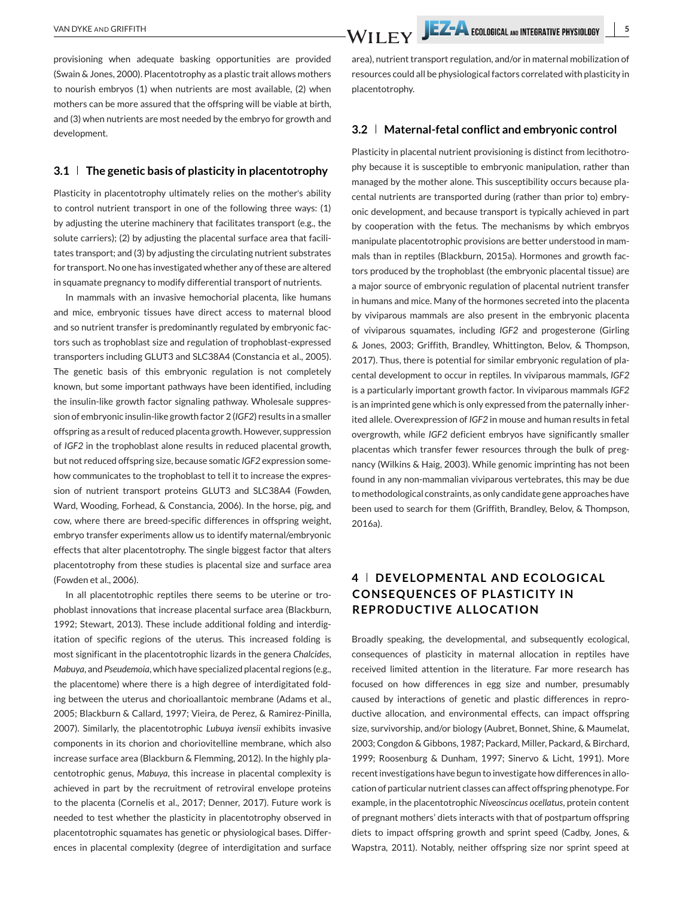provisioning when adequate basking opportunities are provided (Swain & Jones, 2000). Placentotrophy as a plastic trait allows mothers to nourish embryos (1) when nutrients are most available, (2) when mothers can be more assured that the offspring will be viable at birth, and (3) when nutrients are most needed by the embryo for growth and development.

### 3.1 | The genetic basis of plasticity in placentotrophy

Plasticity in placentotrophy ultimately relies on the mother's ability to control nutrient transport in one of the following three ways: (1) by adjusting the uterine machinery that facilitates transport (e.g., the solute carriers); (2) by adjusting the placental surface area that facilitates transport; and (3) by adjusting the circulating nutrient substrates for transport. No one has investigated whether any of these are altered in squamate pregnancy to modify differential transport of nutrients.

In mammals with an invasive hemochorial placenta, like humans and mice, embryonic tissues have direct access to maternal blood and so nutrient transfer is predominantly regulated by embryonic factors such as trophoblast size and regulation of trophoblast-expressed transporters including GLUT3 and SLC38A4 (Constancia et al., 2005). The genetic basis of this embryonic regulation is not completely known, but some important pathways have been identified, including the insulin-like growth factor signaling pathway. Wholesale suppression of embryonic insulin-like growth factor 2 (*IGF2*) results in a smaller offspring as a result of reduced placenta growth. However, suppression of *IGF2* in the trophoblast alone results in reduced placental growth, but not reduced offspring size, because somatic *IGF2* expression somehow communicates to the trophoblast to tell it to increase the expression of nutrient transport proteins GLUT3 and SLC38A4 (Fowden, Ward, Wooding, Forhead, & Constancia, 2006). In the horse, pig, and cow, where there are breed-specific differences in offspring weight, embryo transfer experiments allow us to identify maternal/embryonic effects that alter placentotrophy. The single biggest factor that alters placentotrophy from these studies is placental size and surface area (Fowden et al., 2006).

In all placentotrophic reptiles there seems to be uterine or trophoblast innovations that increase placental surface area (Blackburn, 1992; Stewart, 2013). These include additional folding and interdigitation of specific regions of the uterus. This increased folding is most significant in the placentotrophic lizards in the genera *Chalcides*, *Mabuya*, and *Pseudemoia*, which have specialized placental regions (e.g., the placentome) where there is a high degree of interdigitated folding between the uterus and chorioallantoic membrane (Adams et al., 2005; Blackburn & Callard, 1997; Vieira, de Perez, & Ramirez-Pinilla, 2007). Similarly, the placentotrophic *Lubuya ivensii* exhibits invasive components in its chorion and choriovitelline membrane, which also increase surface area (Blackburn & Flemming, 2012). In the highly placentotrophic genus, *Mabuya*, this increase in placental complexity is achieved in part by the recruitment of retroviral envelope proteins to the placenta (Cornelis et al., 2017; Denner, 2017). Future work is needed to test whether the plasticity in placentotrophy observed in placentotrophic squamates has genetic or physiological bases. Differences in placental complexity (degree of interdigitation and surface area), nutrient transport regulation, and/or in maternal mobilization of resources could all be physiological factors correlated with plasticity in placentotrophy.

### 3.2 | Maternal-fetal conflict and embryonic control

Plasticity in placental nutrient provisioning is distinct from lecithotrophy because it is susceptible to embryonic manipulation, rather than managed by the mother alone. This susceptibility occurs because placental nutrients are transported during (rather than prior to) embryonic development, and because transport is typically achieved in part by cooperation with the fetus. The mechanisms by which embryos manipulate placentotrophic provisions are better understood in mammals than in reptiles (Blackburn, 2015a). Hormones and growth factors produced by the trophoblast (the embryonic placental tissue) are a major source of embryonic regulation of placental nutrient transfer in humans and mice. Many of the hormones secreted into the placenta by viviparous mammals are also present in the embryonic placenta of viviparous squamates, including *IGF2* and progesterone (Girling & Jones, 2003; Griffith, Brandley, Whittington, Belov, & Thompson, 2017). Thus, there is potential for similar embryonic regulation of placental development to occur in reptiles. In viviparous mammals, *IGF2* is a particularly important growth factor. In viviparous mammals *IGF2* is an imprinted gene which is only expressed from the paternally inherited allele. Overexpression of *IGF2* in mouse and human results in fetal overgrowth, while *IGF2* deficient embryos have significantly smaller placentas which transfer fewer resources through the bulk of pregnancy (Wilkins & Haig, 2003). While genomic imprinting has not been found in any non-mammalian viviparous vertebrates, this may be due to methodological constraints, as only candidate gene approaches have been used to search for them (Griffith, Brandley, Belov, & Thompson, 2016a).

## 4 | DEVELOPMENTAL AND ECOLOGICAL CONSEQUENCES OF PLASTICITY IN REPRODUCTIVE ALLOCATION

Broadly speaking, the developmental, and subsequently ecological, consequences of plasticity in maternal allocation in reptiles have received limited attention in the literature. Far more research has focused on how differences in egg size and number, presumably caused by interactions of genetic and plastic differences in reproductive allocation, and environmental effects, can impact offspring size, survivorship, and/or biology (Aubret, Bonnet, Shine, & Maumelat, 2003; Congdon & Gibbons, 1987; Packard, Miller, Packard, & Birchard, 1999; Roosenburg & Dunham, 1997; Sinervo & Licht, 1991). More recent investigations have begun to investigate how differences in allocation of particular nutrient classes can affect offspring phenotype. For example, in the placentotrophic *Niveoscincus ocellatus*, protein content of pregnant mothers' diets interacts with that of postpartum offspring diets to impact offspring growth and sprint speed (Cadby, Jones, & Wapstra, 2011). Notably, neither offspring size nor sprint speed at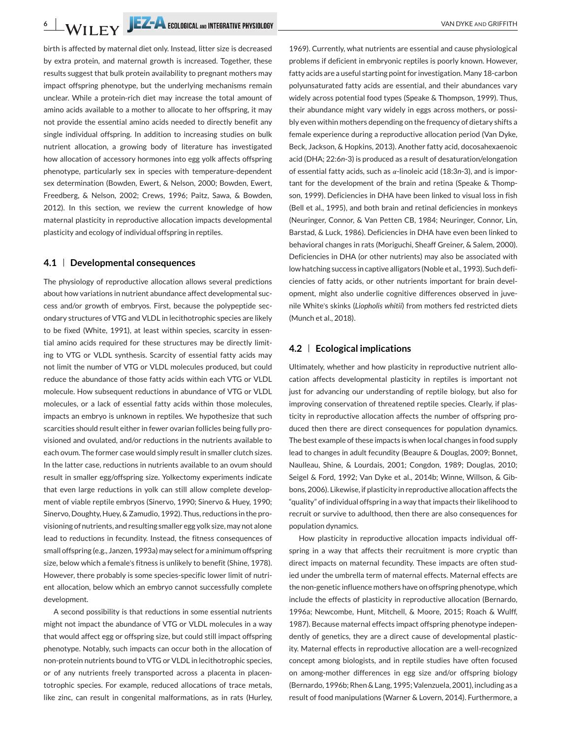birth is affected by maternal diet only. Instead, litter size is decreased by extra protein, and maternal growth is increased. Together, these results suggest that bulk protein availability to pregnant mothers may impact offspring phenotype, but the underlying mechanisms remain unclear. While a protein-rich diet may increase the total amount of amino acids available to a mother to allocate to her offspring, it may not provide the essential amino acids needed to directly benefit any single individual offspring. In addition to increasing studies on bulk nutrient allocation, a growing body of literature has investigated how allocation of accessory hormones into egg yolk affects offspring phenotype, particularly sex in species with temperature-dependent sex determination (Bowden, Ewert, & Nelson, 2000; Bowden, Ewert, Freedberg, & Nelson, 2002; Crews, 1996; Paitz, Sawa, & Bowden, 2012). In this section, we review the current knowledge of how maternal plasticity in reproductive allocation impacts developmental plasticity and ecology of individual offspring in reptiles.

### 4.1 | Developmental consequences

The physiology of reproductive allocation allows several predictions about how variations in nutrient abundance affect developmental success and/or growth of embryos. First, because the polypeptide secondary structures of VTG and VLDL in lecithotrophic species are likely to be fixed (White, 1991), at least within species, scarcity in essential amino acids required for these structures may be directly limiting to VTG or VLDL synthesis. Scarcity of essential fatty acids may not limit the number of VTG or VLDL molecules produced, but could reduce the abundance of those fatty acids within each VTG or VLDL molecule. How subsequent reductions in abundance of VTG or VLDL molecules, or a lack of essential fatty acids within those molecules, impacts an embryo is unknown in reptiles. We hypothesize that such scarcities should result either in fewer ovarian follicles being fully provisioned and ovulated, and/or reductions in the nutrients available to each ovum. The former case would simply result in smaller clutch sizes. In the latter case, reductions in nutrients available to an ovum should result in smaller egg/offspring size. Yolkectomy experiments indicate that even large reductions in yolk can still allow complete development of viable reptile embryos (Sinervo, 1990; Sinervo & Huey, 1990; Sinervo, Doughty, Huey, & Zamudio, 1992). Thus, reductions in the provisioning of nutrients, and resulting smaller egg yolk size, may not alone lead to reductions in fecundity. Instead, the fitness consequences of small offspring (e.g., Janzen, 1993a) may select for a minimum offspring size, below which a female's fitness is unlikely to benefit (Shine, 1978). However, there probably is some species-specific lower limit of nutrient allocation, below which an embryo cannot successfully complete development.

A second possibility is that reductions in some essential nutrients might not impact the abundance of VTG or VLDL molecules in a way that would affect egg or offspring size, but could still impact offspring phenotype. Notably, such impacts can occur both in the allocation of non-protein nutrients bound to VTG or VLDL in lecithotrophic species, or of any nutrients freely transported across a placenta in placentotrophic species. For example, reduced allocations of trace metals, like zinc, can result in congenital malformations, as in rats (Hurley, 1969). Currently, what nutrients are essential and cause physiological problems if deficient in embryonic reptiles is poorly known. However, fatty acids are a useful starting point for investigation. Many 18-carbon polyunsaturated fatty acids are essential, and their abundances vary widely across potential food types (Speake & Thompson, 1999). Thus, their abundance might vary widely in eggs across mothers, or possibly even within mothers depending on the frequency of dietary shifts a female experience during a reproductive allocation period (Van Dyke, Beck, Jackson, & Hopkins, 2013). Another fatty acid, docosahexaenoic acid (DHA; 22:6*n*-3) is produced as a result of desaturation/elongation of essential fatty acids, such as $\alpha$-linoleic acid (18:3*n*-3), and is important for the development of the brain and retina (Speake & Thompson, 1999). Deficiencies in DHA have been linked to visual loss in fish (Bell et al., 1995), and both brain and retinal deficiencies in monkeys (Neuringer, Connor, & Van Petten CB, 1984; Neuringer, Connor, Lin, Barstad, & Luck, 1986). Deficiencies in DHA have even been linked to behavioral changes in rats (Moriguchi, Sheaff Greiner, & Salem, 2000). Deficiencies in DHA (or other nutrients) may also be associated with low hatching success in captive alligators (Noble et al., 1993). Such deficiencies of fatty acids, or other nutrients important for brain development, might also underlie cognitive differences observed in juvenile White's skinks (*Liopholis whitii*) from mothers fed restricted diets (Munch et al., 2018).

### 4.2 | Ecological implications

Ultimately, whether and how plasticity in reproductive nutrient allocation affects developmental plasticity in reptiles is important not just for advancing our understanding of reptile biology, but also for improving conservation of threatened reptile species. Clearly, if plasticity in reproductive allocation affects the number of offspring produced then there are direct consequences for population dynamics. The best example of these impacts is when local changes in food supply lead to changes in adult fecundity (Beaupre & Douglas, 2009; Bonnet, Naulleau, Shine, & Lourdais, 2001; Congdon, 1989; Douglas, 2010; Seigel & Ford, 1992; Van Dyke et al., 2014b; Winne, Willson, & Gibbons, 2006). Likewise, if plasticity in reproductive allocation affects the "quality" of individual offspring in a way that impacts their likelihood to recruit or survive to adulthood, then there are also consequences for population dynamics.

How plasticity in reproductive allocation impacts individual offspring in a way that affects their recruitment is more cryptic than direct impacts on maternal fecundity. These impacts are often studied under the umbrella term of maternal effects. Maternal effects are the non-genetic influence mothers have on offspring phenotype, which include the effects of plasticity in reproductive allocation (Bernardo, 1996a; Newcombe, Hunt, Mitchell, & Moore, 2015; Roach & Wulff, 1987). Because maternal effects impact offspring phenotype independently of genetics, they are a direct cause of developmental plasticity. Maternal effects in reproductive allocation are a well-recognized concept among biologists, and in reptile studies have often focused on among-mother differences in egg size and/or offspring biology (Bernardo, 1996b; Rhen & Lang, 1995; Valenzuela, 2001), including as a result of food manipulations (Warner & Lovern, 2014). Furthermore, a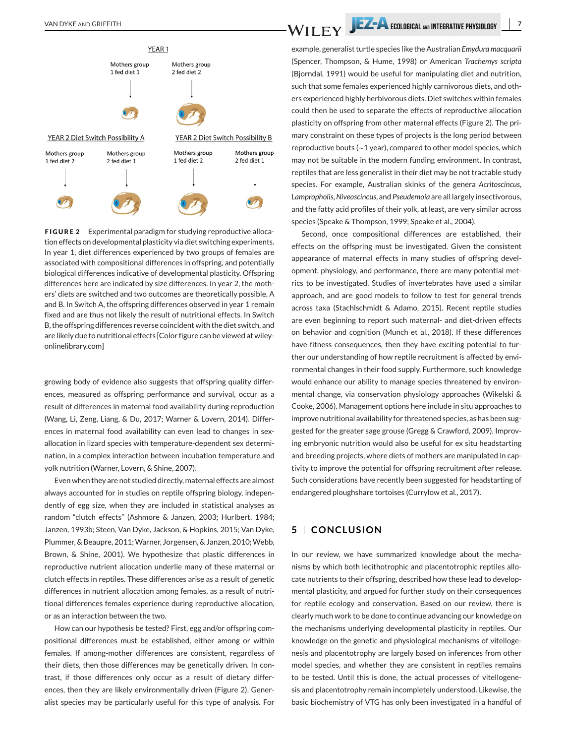YEAR 1

Mothers group 1 fed diet 1

Mothers group 2 fed diet 2

YEAR 2 Diet Switch Possibility A

Mothers group 1 fed diet 2

Mothers group 2 fed diet 1

YEAR 2 Diet Switch Possibility B

Mothers group 1 fed diet 2

Mothers group 2 fed diet 1

**FIGURE 2** Experimental paradigm for studying reproductive allocation effects on developmental plasticity via diet switching experiments. In year 1, diet differences experienced by two groups of females are associated with compositional differences in offspring, and potentially biological differences indicative of developmental plasticity. Offspring differences here are indicated by size differences. In year 2, the mothers' diets are switched and two outcomes are theoretically possible, A and B. In Switch A, the offspring differences observed in year 1 remain fixed and are thus not likely the result of nutritional effects. In Switch B, the offspring differences reverse coincident with the diet switch, and are likely due to nutritional effects [Color figure can be viewed at wileyonlinelibrary.com]

growing body of evidence also suggests that offspring quality differences, measured as offspring performance and survival, occur as a result of differences in maternal food availability during reproduction (Wang, Li, Zeng, Liang, & Du, 2017; Warner & Lovern, 2014). Differences in maternal food availability can even lead to changes in sex-allocation in lizard species with temperature-dependent sex determination, in a complex interaction between incubation temperature and yolk nutrition (Warner, Lovern, & Shine, 2007).

Even when they are not studied directly, maternal effects are almost always accounted for in studies on reptile offspring biology, independently of egg size, when they are included in statistical analyses as random "clutch effects" (Ashmore & Janzen, 2003; Hurlbert, 1984; Janzen, 1993b; Steen, Van Dyke, Jackson, & Hopkins, 2015; Van Dyke, Plummer, & Beaupre, 2011; Warner, Jorgensen, & Janzen, 2010; Webb, Brown, & Shine, 2001). We hypothesize that plastic differences in reproductive nutrient allocation underlie many of these maternal or clutch effects in reptiles. These differences arise as a result of genetic differences in nutrient allocation among females, as a result of nutritional differences females experience during reproductive allocation, or as an interaction between the two.

How can our hypothesis be tested? First, egg and/or offspring compositional differences must be established, either among or within females. If among-mother differences are consistent, regardless of their diets, then those differences may be genetically driven. In contrast, if those differences only occur as a result of dietary differences, then they are likely environmentally driven (Figure 2). Generalist species may be particularly useful for this type of analysis. For example, generalist turtle species like the Australian *Emydura macquarii* (Spencer, Thompson, & Hume, 1998) or American *Trachemys scripta* (Bjorndal, 1991) would be useful for manipulating diet and nutrition, such that some females experienced highly carnivorous diets, and others experienced highly herbivorous diets. Diet switches within females could then be used to separate the effects of reproductive allocation plasticity on offspring from other maternal effects (Figure 2). The primary constraint on these types of projects is the long period between reproductive bouts (~1 year), compared to other model species, which may not be suitable in the modern funding environment. In contrast, reptiles that are less generalist in their diet may be not tractable study species. For example, Australian skinks of the genera *Acritoscincus*, *Lampropholis*, *Niveoscincus*, and *Pseudemoia* are all largely insectivorous, and the fatty acid profiles of their yolk, at least, are very similar across species (Speake & Thompson, 1999; Speake et al., 2004).

Second, once compositional differences are established, their effects on the offspring must be investigated. Given the consistent appearance of maternal effects in many studies of offspring development, physiology, and performance, there are many potential metrics to be investigated. Studies of invertebrates have used a similar approach, and are good models to follow to test for general trends across taxa (Stachlschmidt & Adamo, 2015). Recent reptile studies are even beginning to report such maternal- and diet-driven effects on behavior and cognition (Munch et al., 2018). If these differences have fitness consequences, then they have exciting potential to further our understanding of how reptile recruitment is affected by environmental changes in their food supply. Furthermore, such knowledge would enhance our ability to manage species threatened by environmental change, via conservation physiology approaches (Wikelski & Cooke, 2006). Management options here include in situ approaches to improve nutritional availability for threatened species, as has been suggested for the greater sage grouse (Gregg & Crawford, 2009). Improving embryonic nutrition would also be useful for ex situ headstarting and breeding projects, where diets of mothers are manipulated in captivity to improve the potential for offspring recruitment after release. Such considerations have recently been suggested for headstarting of endangered ploughshare tortoises (Currylow et al., 2017).

## 5 | CONCLUSION

In our review, we have summarized knowledge about the mechanisms by which both lecithotrophic and placentotrophic reptiles allocate nutrients to their offspring, described how these lead to developmental plasticity, and argued for further study on their consequences for reptile ecology and conservation. Based on our review, there is clearly much work to be done to continue advancing our knowledge on the mechanisms underlying developmental plasticity in reptiles. Our knowledge on the genetic and physiological mechanisms of vitellogenesis and placentotrophy are largely based on inferences from other model species, and whether they are consistent in reptiles remains to be tested. Until this is done, the actual processes of vitellogenesis and placentotrophy remain incompletely understood. Likewise, the basic biochemistry of VTG has only been investigated in a handful of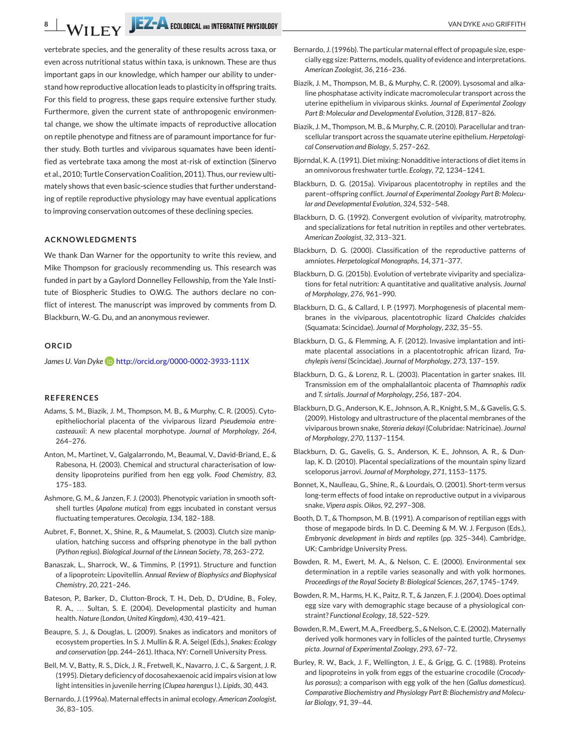vertebrate species, and the generality of these results across taxa, or even across nutritional status within taxa, is unknown. These are thus important gaps in our knowledge, which hamper our ability to understand how reproductive allocation leads to plasticity in offspring traits. For this field to progress, these gaps require extensive further study. Furthermore, given the current state of anthropogenic environmental change, we show the ultimate impacts of reproductive allocation on reptile phenotype and fitness are of paramount importance for further study. Both turtles and viviparous squamates have been identified as vertebrate taxa among the most at-risk of extinction (Sinervo et al., 2010; Turtle Conservation Coalition, 2011). Thus, our review ultimately shows that even basic-science studies that further understanding of reptile reproductive physiology may have eventual applications to improving conservation outcomes of these declining species.

## ACKNOWLEDGMENTS

We thank Dan Warner for the opportunity to write this review, and Mike Thompson for graciously recommending us. This research was funded in part by a Gaylord Donnelley Fellowship, from the Yale Institute of Biospheric Studies to O.W.G. The authors declare no conflict of interest. The manuscript was improved by comments from D. Blackburn, W.-G. Du, and an anonymous reviewer.

## ORCID

*James U. Van Dyke* http://orcid.org/0000-0002-3933-111X

## REFERENCES

Adams, S. M., Biazik, J. M., Thompson, M. B., & Murphy, C. R. (2005). Cyto-epitheliochorial placenta of the viviparous lizard *Pseudemoia entrecasteauxii*: A new placental morphotype. *Journal of Morphology*, *264*, 264–276.

Anton, M., Martinet, V., Galgalarrondo, M., Beaumal, V., David-Briand, E., & Rabesona, H. (2003). Chemical and structural characterisation of low-density lipoproteins purified from hen egg yolk. *Food Chemistry*, *83*, 175–183.

Ashmore, G. M., & Janzen, F. J. (2003). Phenotypic variation in smooth soft-shell turtles (*Apalone mutica*) from eggs incubated in constant versus fluctuating temperatures. *Oecologia*, *134*, 182–188.

Aubret, F., Bonnet, X., Shine, R., & Maumelat, S. (2003). Clutch size manipulation, hatching success and offspring phenotype in the ball python (*Python regius*). *Biological Journal of the Linnean Society*, *78*, 263–272.

Banaszak, L., Sharrock, W., & Timmins, P. (1991). Structure and function of a lipoprotein: Lipovitellin. *Annual Review of Biophysics and Biophysical Chemistry*, *20*, 221–246.

Bateson, P., Barker, D., Clutton-Brock, T. H., Deb, D., D'Udine, B., Foley, R. A., … Sultan, S. E. (2004). Developmental plasticity and human health. *Nature (London, United Kingdom)*, *430*, 419–421.

Beaupre, S. J., & Douglas, L. (2009). Snakes as indicators and monitors of ecosystem properties. In S. J. Mullin & R. A. Seigel (Eds.), *Snakes: Ecology and conservation* (pp. 244–261). Ithaca, NY: Cornell University Press.

Bell, M. V., Batty, R. S., Dick, J. R., Fretwell, K., Navarro, J. C., & Sargent, J. R. (1995). Dietary deficiency of docosahexaenoic acid impairs vision at low light intensities in juvenile herring (*Clupea harengus* l.). *Lipids*, *30*, 443.

Bernardo, J. (1996a). Maternal effects in animal ecology. *American Zoologist*, *36*, 83–105.

Bernardo, J. (1996b). The particular maternal effect of propagule size, especially egg size: Patterns, models, quality of evidence and interpretations. *American Zoologist*, *36*, 216–236.

Biazik, J. M., Thompson, M. B., & Murphy, C. R. (2009). Lysosomal and alkaline phosphatase activity indicate macromolecular transport across the uterine epithelium in viviparous skinks. *Journal of Experimental Zoology Part B: Molecular and Developmental Evolution*, *312B*, 817–826.

Biazik, J. M., Thompson, M. B., & Murphy, C. R. (2010). Paracellular and transcellular transport across the squamate uterine epithelium. *Herpetological Conservation and Biology*, *5*, 257–262.

Bjorndal, K. A. (1991). Diet mixing: Nonadditive interactions of diet items in an omnivorous freshwater turtle. *Ecology*, *72*, 1234–1241.

Blackburn, D. G. (2015a). Viviparous placentotrophy in reptiles and the parent–offspring conflict. *Journal of Experimental Zoology Part B: Molecular and Developmental Evolution*, *324*, 532–548.

Blackburn, D. G. (1992). Convergent evolution of viviparity, matrotrophy, and specializations for fetal nutrition in reptiles and other vertebrates. *American Zoologist*, *32*, 313–321.

Blackburn, D. G. (2000). Classification of the reproductive patterns of amniotes. *Herpetological Monographs*, *14*, 371–377.

Blackburn, D. G. (2015b). Evolution of vertebrate viviparity and specializations for fetal nutrition: A quantitative and qualitative analysis. *Journal of Morphology*, *276*, 961–990.

Blackburn, D. G., & Callard, I. P. (1997). Morphogenesis of placental membranes in the viviparous, placentotrophic lizard *Chalcides chalcides* (Squamata: Scincidae). *Journal of Morphology*, *232*, 35–55.

Blackburn, D. G., & Flemming, A. F. (2012). Invasive implantation and intimate placental associations in a placentotrophic african lizard, *Trachylepis ivensi* (Scincidae). *Journal of Morphology*, *273*, 137–159.

Blackburn, D. G., & Lorenz, R. L. (2003). Placentation in garter snakes. III. Transmission em of the omphalallantoic placenta of *Thamnophis radix* and *T. sirtalis*. *Journal of Morphology*, *256*, 187–204.

Blackburn, D. G., Anderson, K. E., Johnson, A. R., Knight, S. M., & Gavelis, G. S. (2009). Histology and ultrastructure of the placental membranes of the viviparous brown snake, *Storeria dekayi* (Colubridae: Natricinae). *Journal of Morphology*, *270*, 1137–1154.

Blackburn, D. G., Gavelis, G. S., Anderson, K. E., Johnson, A. R., & Dunlap, K. D. (2010). Placental specializations of the mountain spiny lizard sceloporus jarrovi. *Journal of Morphology*, *271*, 1153–1175.

Bonnet, X., Naulleau, G., Shine, R., & Lourdais, O. (2001). Short-term versus long-term effects of food intake on reproductive output in a viviparous snake, *Vipera aspis*. *Oikos*, *92*, 297–308.

Booth, D. T., & Thompson, M. B. (1991). A comparison of reptilian eggs with those of megapode birds. In D. C. Deeming & M. W. J. Ferguson (Eds.), *Embryonic development in birds and reptiles* (pp. 325–344). Cambridge, UK: Cambridge University Press.

Bowden, R. M., Ewert, M. A., & Nelson, C. E. (2000). Environmental sex determination in a reptile varies seasonally and with yolk hormones. *Proceedings of the Royal Society B: Biological Sciences*, *267*, 1745–1749.

Bowden, R. M., Harms, H. K., Paitz, R. T., & Janzen, F. J. (2004). Does optimal egg size vary with demographic stage because of a physiological constraint? *Functional Ecology*, *18*, 522–529.

Bowden, R. M., Ewert, M. A., Freedberg, S., & Nelson, C. E. (2002). Maternally derived yolk hormones vary in follicles of the painted turtle, *Chrysemys picta*. *Journal of Experimental Zoology*, *293*, 67–72.

Burley, R. W., Back, J. F., Wellington, J. E., & Grigg, G. C. (1988). Proteins and lipoproteins in yolk from eggs of the estuarine crocodile (*Crocodylus porosus*); a comparison with egg yolk of the hen (*Gallus domesticus*). *Comparative Biochemistry and Physiology Part B: Biochemistry and Molecular Biology*, *91*, 39–44.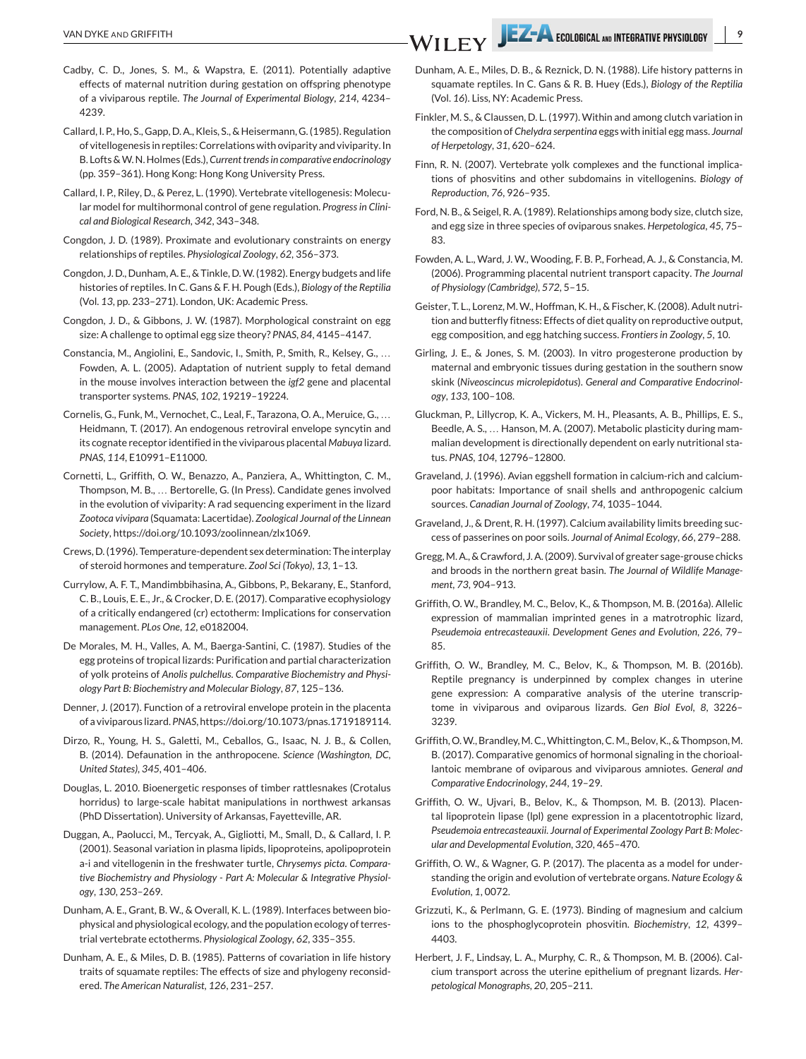Cadby, C. D., Jones, S. M., & Wapstra, E. (2011). Potentially adaptive effects of maternal nutrition during gestation on offspring phenotype of a viviparous reptile. *The Journal of Experimental Biology*, *214*, 4234–4239.

Callard, I. P., Ho, S., Gapp, D. A., Kleis, S., & Heisermann, G. (1985). Regulation of vitellogenesis in reptiles: Correlations with oviparity and vivipartity. In B. Lofts & W. N. Holmes (Eds.), *Current trends in comparative endocrinology* (pp. 359–361). Hong Kong: Hong Kong University Press.

Callard, I. P., Riley, D., & Perez, L. (1990). Vertebrate vitellogenesis: Molecular model for multihormonal control of gene regulation. *Progress in Clinical and Biological Research*, *342*, 343–348.

Congdon, J. D. (1989). Proximate and evolutionary constraints on energy relationships of reptiles. *Physiological Zoology*, *62*, 356–373.

Congdon, J. D., Dunham, A. E., & Tinkle, D. W. (1982). Energy budgets and life histories of reptiles. In C. Gans & F. H. Pough (Eds.), *Biology of the Reptilia* (Vol. *13*, pp. 233–271). London, UK: Academic Press.

Congdon, J. D., & Gibbons, J. W. (1987). Morphological constraint on egg size: A challenge to optimal egg size theory? *PNAS*, *84*, 4145–4147.

Constancia, M., Angiolini, E., Sandovic, I., Smith, P., Smith, R., Kelsey, G., … Fowden, A. L. (2005). Adaptation of nutrient supply to fetal demand in the mouse involves interaction between the *igf2* gene and placental transporter systems. *PNAS*, *102*, 19219–19224.

Cornelis, G., Funk, M., Vernochet, C., Leal, F., Tarazona, O. A., Meruice, G., … Heidmann, T. (2017). An endogenous retroviral envelope syncytin and its cognate receptor identified in the viviparous placental *Mabuya* lizard. *PNAS*, *114*, E10991–E11000.

Cornetti, L., Griffith, O. W., Benazzo, A., Panziera, A., Whittington, C. M., Thompson, M. B., … Bertorelle, G. (In Press). Candidate genes involved in the evolution of viviparity: A rad sequencing experiment in the lizard *Zootoca vivipara* (Squamata: Lacertidae). *Zoological Journal of the Linnean Society*, https://doi.org/10.1093/zoolinnean/zlx1069.

Crews, D. (1996). Temperature-dependent sex determination: The interplay of steroid hormones and temperature. *Zool Sci (Tokyo)*, *13*, 1–13.

Currylow, A. F. T., Mandimbbihasina, A., Gibbons, P., Bekarany, E., Stanford, C. B., Louis, E. E., Jr., & Crocker, D. E. (2017). Comparative ecophysiology of a critically endangered (cr) ectotherm: Implications for conservation management. *PLos One*, *12*, e0182004.

De Morales, M. H., Valles, A. M., Baerga-Santini, C. (1987). Studies of the egg proteins of tropical lizards: Purification and partial characterization of yolk proteins of *Anolis pulchellus*. *Comparative Biochemistry and Physiology Part B: Biochemistry and Molecular Biology*, *87*, 125–136.

Denner, J. (2017). Function of a retroviral envelope protein in the placenta of a viviparous lizard. *PNAS*, https://doi.org/10.1073/pnas.1719189114.

Dirzo, R., Young, H. S., Galetti, M., Ceballos, G., Isaac, N. J. B., & Collen, B. (2014). Defaunation in the anthropocene. *Science (Washington, DC, United States)*, *345*, 401–406.

Douglas, L. 2010. Bioenergetic responses of timber rattlesnakes (Crotalus horridus) to large-scale habitat manipulations in northwest arkansas (PhD Dissertation). University of Arkansas, Fayetteville, AR.

Duggan, A., Paolucci, M., Tercyak, A., Gigliotti, M., Small, D., & Callard, I. P. (2001). Seasonal variation in plasma lipids, lipoproteins, apolipoprotein a-i and vitellogenin in the freshwater turtle, *Chrysemys picta*. *Comparative Biochemistry and Physiology - Part A: Molecular & Integrative Physiology*, *130*, 253–269.

Dunham, A. E., Grant, B. W., & Overall, K. L. (1989). Interfaces between biophysical and physiological ecology, and the population ecology of terrestrial vertebrate ectotherms. *Physiological Zoology*, *62*, 335–355.

Dunham, A. E., & Miles, D. B. (1985). Patterns of covariation in life history traits of squamate reptiles: The effects of size and phylogeny reconsidered. *The American Naturalist*, *126*, 231–257.

Dunham, A. E., Miles, D. B., & Reznick, D. N. (1988). Life history patterns in squamate reptiles. In C. Gans & R. B. Huey (Eds.), *Biology of the Reptilia* (Vol. *16*). Liss, NY: Academic Press.

Finkler, M. S., & Claussen, D. L. (1997). Within and among clutch variation in the composition of *Chelydra serpentina* eggs with initial egg mass. *Journal of Herpetology*, *31*, 620–624.

Finn, R. N. (2007). Vertebrate yolk complexes and the functional implications of phosvitins and other subdomains in vitellogenins. *Biology of Reproduction*, *76*, 926–935.

Ford, N. B., & Seigel, R. A. (1989). Relationships among body size, clutch size, and egg size in three species of oviparous snakes. *Herpetologica*, *45*, 75–83.

Fowden, A. L., Ward, J. W., Wooding, F. B. P., Forhead, A. J., & Constancia, M. (2006). Programming placental nutrient transport capacity. *The Journal of Physiology (Cambridge)*, *572*, 5–15.

Geister, T. L., Lorenz, M. W., Hoffman, K. H., & Fischer, K. (2008). Adult nutrition and butterfly fitness: Effects of diet quality on reproductive output, egg composition, and egg hatching success. *Frontiers in Zoology*, *5*, 10.

Girling, J. E., & Jones, S. M. (2003). In vitro progesterone production by maternal and embryonic tissues during gestation in the southern snow skink (*Niveoscincus microlepidotus*). *General and Comparative Endocrinology*, *133*, 100–108.

Gluckman, P., Lillycrop, K. A., Vickers, M. H., Pleasants, A. B., Phillips, E. S., Beedle, A. S., … Hanson, M. A. (2007). Metabolic plasticity during mammalian development is directionally dependent on early nutritional status. *PNAS*, *104*, 12796–12800.

Graveland, J. (1996). Avian eggshell formation in calcium-rich and calcium-poor habitats: Importance of snail shells and anthropogenic calcium sources. *Canadian Journal of Zoology*, *74*, 1035–1044.

Graveland, J., & Drent, R. H. (1997). Calcium availability limits breeding success of passerines on poor soils. *Journal of Animal Ecology*, *66*, 279–288.

Gregg, M. A., & Crawford, J. A. (2009). Survival of greater sage-grouse chicks and broods in the northern great basin. *The Journal of Wildlife Management*, *73*, 904–913.

Griffith, O. W., Brandley, M. C., Belov, K., & Thompson, M. B. (2016a). Allelic expression of mammalian imprinted genes in a matrotrophic lizard, *Pseudemoia entrecasteauxii*. *Development Genes and Evolution*, *226*, 79–85.

Griffith, O. W., Brandley, M. C., Belov, K., & Thompson, M. B. (2016b). Reptile pregnancy is underpinned by complex changes in uterine gene expression: A comparative analysis of the uterine transcriptome in viviparous and oviparous lizards. *Gen Biol Evol*, *8*, 3226–3239.

Griffith, O. W., Brandley, M. C., Whittington, C. M., Belov, K., & Thompson, M. B. (2017). Comparative genomics of hormonal signaling in the chorioallantoic membrane of oviparous and viviparous amniotes. *General and Comparative Endocrinology*, *244*, 19–29.

Griffith, O. W., Ujvari, B., Belov, K., & Thompson, M. B. (2013). Placental lipoprotein lipase (lpl) gene expression in a placentotrophic lizard, *Pseudemoia entrecasteauxii*. *Journal of Experimental Zoology Part B: Molecular and Developmental Evolution*, *320*, 465–470.

Griffith, O. W., & Wagner, G. P. (2017). The placenta as a model for understanding the origin and evolution of vertebrate organs. *Nature Ecology & Evolution*, *1*, 0072.

Grizzuti, K., & Perlmann, G. E. (1973). Binding of magnesium and calcium ions to the phosphoglycoprotein phosvitin. *Biochemistry*, *12*, 4399–4403.

Herbert, J. F., Lindsay, L. A., Murphy, C. R., & Thompson, M. B. (2006). Calcium transport across the uterine epithelium of pregnant lizards. *Herpetological Monographs*, *20*, 205–211.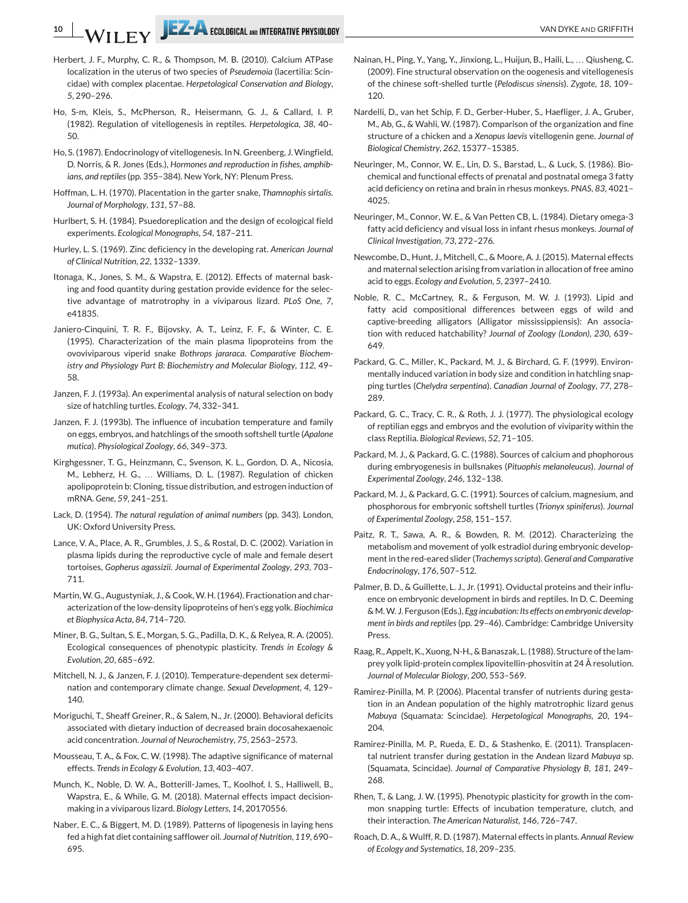Herbert, J. F., Murphy, C. R., & Thompson, M. B. (2010). Calcium ATPase localization in the uterus of two species of *Pseudemoia* (lacertilia: Scincidae) with complex placentae. *Herpetological Conservation and Biology*, *5*, 290–296.

Ho, S-m, Kleis, S., McPherson, R., Heisermann, G. J., & Callard, I. P. (1982). Regulation of vitellogenesis in reptiles. *Herpetologica*, *38*, 40–50.

Ho, S. (1987). Endocrinology of vitellogenesis. In N. Greenberg, J. Wingfield, D. Norris, & R. Jones (Eds.), *Hormones and reproduction in fishes, amphibians, and reptiles* (pp. 355–384). New York, NY: Plenum Press.

Hoffman, L. H. (1970). Placentation in the garter snake, *Thamnophis sirtalis*. *Journal of Morphology*, *131*, 57–88.

Hurlbert, S. H. (1984). Psuedoreplication and the design of ecological field experiments. *Ecological Monographs*, *54*, 187–211.

Hurley, L. S. (1969). Zinc deficiency in the developing rat. *American Journal of Clinical Nutrition*, *22*, 1332–1339.

Itonaga, K., Jones, S. M., & Wapstra, E. (2012). Effects of maternal basking and food quantity during gestation provide evidence for the selective advantage of matrotrophy in a viviparous lizard. *PLoS One*, *7*, e41835.

Janiero-Cinquini, T. R. F., Bijovsky, A. T., Leinz, F. F., & Winter, C. E. (1995). Characterization of the main plasma lipoproteins from the ovoviviparous viperid snake *Bothrops jararaca*. *Comparative Biochemistry and Physiology Part B: Biochemistry and Molecular Biology*, *112*, 49–58.

Janzen, F. J. (1993a). An experimental analysis of natural selection on body size of hatchling turtles. *Ecology*, *74*, 332–341.

Janzen, F. J. (1993b). The influence of incubation temperature and family on eggs, embryos, and hatchlings of the smooth softshell turtle (*Apalone mutica*). *Physiological Zoology*, *66*, 349–373.

Kirghgessner, T. G., Heinzmann, C., Svenson, K. L., Gordon, D. A., Nicosia, M., Lebherz, H. G., … Williams, D. L. (1987). Regulation of chicken apolipoprotein b: Cloning, tissue distribution, and estrogen induction of mRNA. *Gene*, *59*, 241–251.

Lack, D. (1954). *The natural regulation of animal numbers* (pp. 343). London, UK: Oxford University Press.

Lance, V. A., Place, A. R., Grumbles, J. S., & Rostal, D. C. (2002). Variation in plasma lipids during the reproductive cycle of male and female desert tortoises, *Gopherus agassizii*. *Journal of Experimental Zoology*, *293*, 703–711.

Martin, W. G., Augustyniak, J., & Cook, W. H. (1964). Fractionation and characterization of the low-density lipoproteins of hen's egg yolk. *Biochimica et Biophysica Acta*, *84*, 714–720.

Miner, B. G., Sultan, S. E., Morgan, S. G., Padilla, D. K., & Relyea, R. A. (2005). Ecological consequences of phenotypic plasticity. *Trends in Ecology & Evolution*, *20*, 685–692.

Mitchell, N. J., & Janzen, F. J. (2010). Temperature-dependent sex determination and contemporary climate change. *Sexual Development*, *4*, 129–140.

Moriguchi, T., Sheaff Greiner, R., & Salem, N., Jr. (2000). Behavioral deficits associated with dietary induction of decreased brain docosahexaenoic acid concentration. *Journal of Neurochemistry*, *75*, 2563–2573.

Mousseau, T. A., & Fox, C. W. (1998). The adaptive significance of maternal effects. *Trends in Ecology & Evolution*, *13*, 403–407.

Munch, K., Noble, D. W. A., Botterill-James, T., Koolhof, I. S., Halliwell, B., Wapstra, E., & While, G. M. (2018). Maternal effects impact decision-making in a viviparous lizard. *Biology Letters*, *14*, 20170556.

Naber, E. C., & Biggert, M. D. (1989). Patterns of lipogenesis in laying hens fed a high fat diet containing safflower oil. *Journal of Nutrition*, *119*, 690–695.

Nainan, H., Ping, Y., Yang, Y., Jinxiong, L., Huijun, B., Haili, L., … Qiusheng, C. (2009). Fine structural observation on the oogenesis and vitellogenesis of the chinese soft-shelled turtle (*Pelodiscus sinensis*). *Zygote*, *18*, 109–120.

Nardelli, D., van het Schip, F. D., Gerber-Huber, S., Haefliger, J. A., Gruber, M., Ab, G., & Wahli, W. (1987). Comparison of the organization and fine structure of a chicken and a *Xenopus laevis* vitellogenin gene. *Journal of Biological Chemistry*, *262*, 15377–15385.

Neuringer, M., Connor, W. E., Lin, D. S., Barstad, L., & Luck, S. (1986). Biochemical and functional effects of prenatal and postnatal omega 3 fatty acid deficiency on retina and brain in rhesus monkeys. *PNAS*, *83*, 4021–4025.

Neuringer, M., Connor, W. E., & Van Petten CB, L. (1984). Dietary omega-3 fatty acid deficiency and visual loss in infant rhesus monkeys. *Journal of Clinical Investigation*, *73*, 272–276.

Newcombe, D., Hunt, J., Mitchell, C., & Moore, A. J. (2015). Maternal effects and maternal selection arising from variation in allocation of free amino acid to eggs. *Ecology and Evolution*, *5*, 2397–2410.

Noble, R. C., McCartney, R., & Ferguson, M. W. J. (1993). Lipid and fatty acid compositional differences between eggs of wild and captive-breeding alligators (Alligator mississippiensis): An association with reduced hatchability? *Journal of Zoology (London)*, *230*, 639–649.

Packard, G. C., Miller, K., Packard, M. J., & Birchard, G. F. (1999). Environmentally induced variation in body size and condition in hatchling snapping turtles (*Chelydra serpentina*). *Canadian Journal of Zoology*, *77*, 278–289.

Packard, G. C., Tracy, C. R., & Roth, J. J. (1977). The physiological ecology of reptilian eggs and embryos and the evolution of viviparity within the class Reptilia. *Biological Reviews*, *52*, 71–105.

Packard, M. J., & Packard, G. C. (1988). Sources of calcium and phophorous during embryogenesis in bullsnakes (*Pituophis melanoleucus*). *Journal of Experimental Zoology*, *246*, 132–138.

Packard, M. J., & Packard, G. C. (1991). Sources of calcium, magnesium, and phosphorous for embryonic softshell turtles (*Trionyx spiniferus*). *Journal of Experimental Zoology*, *258*, 151–157.

Paitz, R. T., Sawa, A. R., & Bowden, R. M. (2012). Characterizing the metabolism and movement of yolk estradiol during embryonic development in the red-eared slider (*Trachemys scripta*). *General and Comparative Endocrinology*, *176*, 507–512.

Palmer, B. D., & Guillette, L. J., Jr. (1991). Oviductal proteins and their influence on embryonic development in birds and reptiles. In D. C. Deeming & M. W. J. Ferguson (Eds.), *Egg incubation: Its effects on embryonic development in birds and reptiles* (pp. 29–46). Cambridge: Cambridge University Press.

Raag, R., Appelt, K., Xuong, N-H., & Banaszak, L. (1988). Structure of the lamprey yolk lipid-protein complex lipovitellin-phosvitin at 24 Å resolution. *Journal of Molecular Biology*, *200*, 553–569.

Ramirez-Pinilla, M. P. (2006). Placental transfer of nutrients during gestation in an Andean population of the highly matrotrophic lizard genus *Mabuya* (Squamata: Scincidae). *Herpetological Monographs*, *20*, 194–204.

Ramirez-Pinilla, M. P., Rueda, E. D., & Stashenko, E. (2011). Transplacental nutrient transfer during gestation in the Andean lizard *Mabuya* sp. (Squamata, Scincidae). *Journal of Comparative Physiology B*, *181*, 249–268.

Rhen, T., & Lang, J. W. (1995). Phenotypic plasticity for growth in the common snapping turtle: Effects of incubation temperature, clutch, and their interaction. *The American Naturalist*, *146*, 726–747.

Roach, D. A., & Wulff, R. D. (1987). Maternal effects in plants. *Annual Review of Ecology and Systematics*, *18*, 209–235.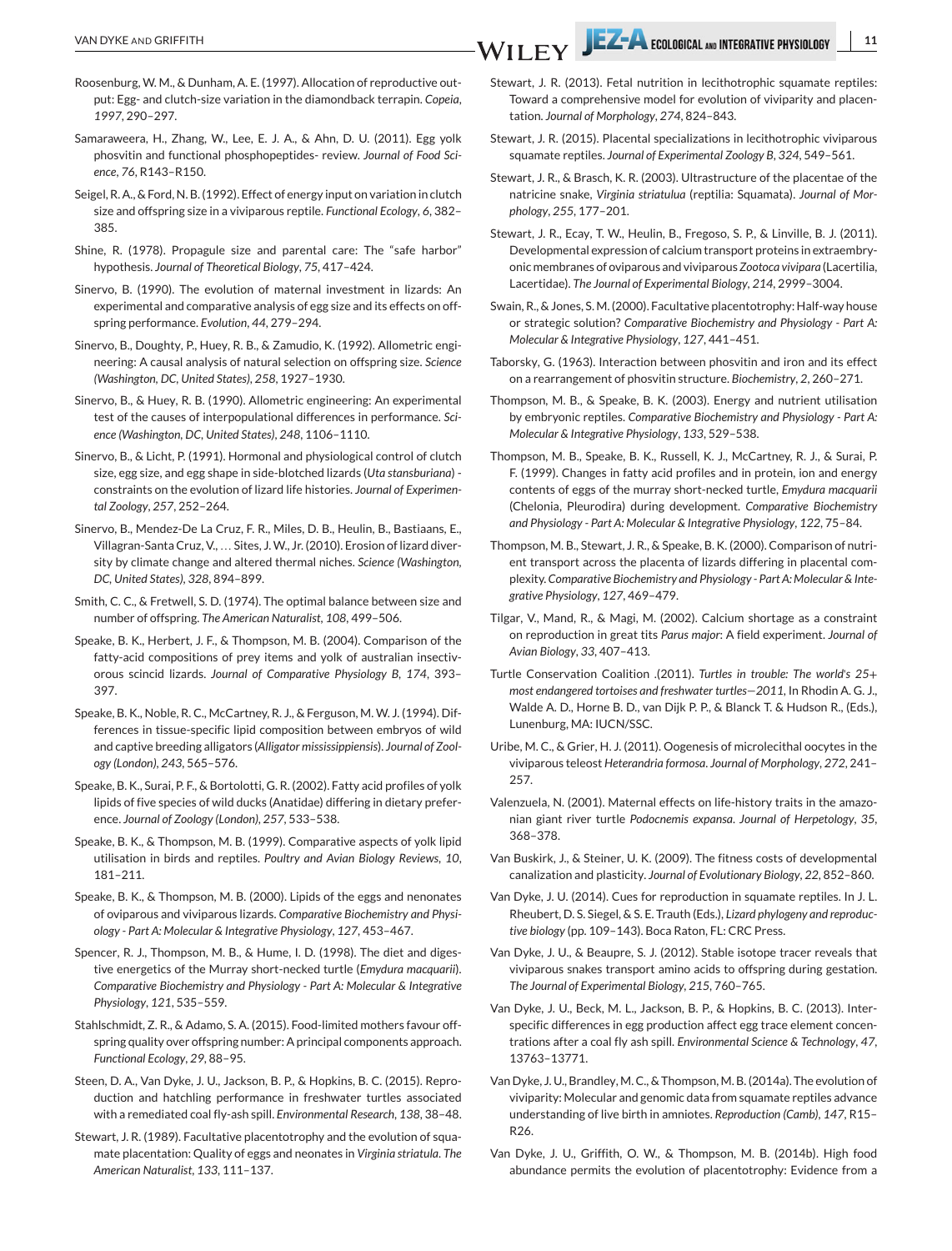Roosenburg, W. M., & Dunham, A. E. (1997). Allocation of reproductive output: Egg- and clutch-size variation in the diamondback terrapin. *Copeia*, *1997*, 290–297.

Samaraweera, H., Zhang, W., Lee, E. J. A., & Ahn, D. U. (2011). Egg yolk phosvitin and functional phosphopeptides- review. *Journal of Food Science*, *76*, R143–R150.

Seigel, R. A., & Ford, N. B. (1992). Effect of energy input on variation in clutch size and offspring size in a viviparous reptile. *Functional Ecology*, *6*, 382–385.

Shine, R. (1978). Propagule size and parental care: The "safe harbor" hypothesis. *Journal of Theoretical Biology*, *75*, 417–424.

Sinervo, B. (1990). The evolution of maternal investment in lizards: An experimental and comparative analysis of egg size and its effects on offspring performance. *Evolution*, *44*, 279–294.

Sinervo, B., Doughty, P., Huey, R. B., & Zamudio, K. (1992). Allometric engineering: A causal analysis of natural selection on offspring size. *Science (Washington, DC, United States)*, *258*, 1927–1930.

Sinervo, B., & Huey, R. B. (1990). Allometric engineering: An experimental test of the causes of interpopulational differences in performance. *Science (Washington, DC, United States)*, *248*, 1106–1110.

Sinervo, B., & Licht, P. (1991). Hormonal and physiological control of clutch size, egg size, and egg shape in side-blotched lizards (*Uta stansburiana*) - constraints on the evolution of lizard life histories. *Journal of Experimental Zoology*, *257*, 252–264.

Sinervo, B., Mendez-De La Cruz, F. R., Miles, D. B., Heulin, B., Bastiaans, E., Villagran-Santa Cruz, V., … Sites, J. W., Jr. (2010). Erosion of lizard diversity by climate change and altered thermal niches. *Science (Washington, DC, United States)*, *328*, 894–899.

Smith, C. C., & Fretwell, S. D. (1974). The optimal balance between size and number of offspring. *The American Naturalist*, *108*, 499–506.

Speake, B. K., Herbert, J. F., & Thompson, M. B. (2004). Comparison of the fatty-acid compositions of prey items and yolk of australian insectivorous scincid lizards. *Journal of Comparative Physiology B*, *174*, 393–397.

Speake, B. K., Noble, R. C., McCartney, R. J., & Ferguson, M. W. J. (1994). Differences in tissue-specific lipid composition between embryos of wild and captive breeding alligators (*Alligator mississippiensis*). *Journal of Zoology (London)*, *243*, 565–576.

Speake, B. K., Surai, P. F., & Bortolotti, G. R. (2002). Fatty acid profiles of yolk lipids of five species of wild ducks (Anatidae) differing in dietary preference. *Journal of Zoology (London)*, *257*, 533–538.

Speake, B. K., & Thompson, M. B. (1999). Comparative aspects of yolk lipid utilisation in birds and reptiles. *Poultry and Avian Biology Reviews*, *10*, 181–211.

Speake, B. K., & Thompson, M. B. (2000). Lipids of the eggs and nenonates of oviparous and viviparous lizards. *Comparative Biochemistry and Physiology - Part A: Molecular & Integrative Physiology*, *127*, 453–467.

Spencer, R. J., Thompson, M. B., & Hume, I. D. (1998). The diet and digestive energetics of the Murray short-necked turtle (*Emydura macquarii*). *Comparative Biochemistry and Physiology - Part A: Molecular & Integrative Physiology*, *121*, 535–559.

Stahlschmidt, Z. R., & Adamo, S. A. (2015). Food-limited mothers favour offspring quality over offspring number: A principal components approach. *Functional Ecology*, *29*, 88–95.

Steen, D. A., Van Dyke, J. U., Jackson, B. P., & Hopkins, B. C. (2015). Reproduction and hatchling performance in freshwater turtles associated with a remediated coal fly-ash spill. *Environmental Research*, *138*, 38–48.

Stewart, J. R. (1989). Facultative placentotrophy and the evolution of squamate placentation: Quality of eggs and neonates in *Virginia striatula*. *The American Naturalist*, *133*, 111–137.

Stewart, J. R. (2013). Fetal nutrition in lecithotrophic squamate reptiles: Toward a comprehensive model for evolution of viviparity and placentation. *Journal of Morphology*, *274*, 824–843.

Stewart, J. R. (2015). Placental specializations in lecithotrophic viviparous squamate reptiles. *Journal of Experimental Zoology B*, *324*, 549–561.

Stewart, J. R., & Brasch, K. R. (2003). Ultrastructure of the placentae of the natricine snake, *Virginia striatulua* (reptilia: Squamata). *Journal of Morphology*, *255*, 177–201.

Stewart, J. R., Ecay, T. W., Heulin, B., Fregoso, S. P., & Linville, B. J. (2011). Developmental expression of calcium transport proteins in extraembryonic membranes of oviparous and viviparous *Zootoca vivipara* (Lacertilia, Lacertidae). *The Journal of Experimental Biology*, *214*, 2999–3004.

Swain, R., & Jones, S. M. (2000). Facultative placentotrophy: Half-way house or strategic solution? *Comparative Biochemistry and Physiology - Part A: Molecular & Integrative Physiology*, *127*, 441–451.

Taborsky, G. (1963). Interaction between phosvitin and iron and its effect on a rearrangement of phosvitin structure. *Biochemistry*, *2*, 260–271.

Thompson, M. B., & Speake, B. K. (2003). Energy and nutrient utilisation by embryonic reptiles. *Comparative Biochemistry and Physiology - Part A: Molecular & Integrative Physiology*, *133*, 529–538.

Thompson, M. B., Speake, B. K., Russell, K. J., McCartney, R. J., & Surai, P. F. (1999). Changes in fatty acid profiles and in protein, ion and energy contents of eggs of the murray short-necked turtle, *Emydura macquarii* (Chelonia, Pleurodira) during development. *Comparative Biochemistry and Physiology - Part A: Molecular & Integrative Physiology*, *122*, 75–84.

Thompson, M. B., Stewart, J. R., & Speake, B. K. (2000). Comparison of nutrient transport across the placenta of lizards differing in placental complexity. *Comparative Biochemistry and Physiology - Part A: Molecular & Integrative Physiology*, *127*, 469–479.

Tilgar, V., Mand, R., & Magi, M. (2002). Calcium shortage as a constraint on reproduction in great tits *Parus major*: A field experiment. *Journal of Avian Biology*, *33*, 407–413.

Turtle Conservation Coalition .(2011). *Turtles in trouble: The world's 25+ most endangered tortoises and freshwater turtles—2011*, In Rhodin A. G. J., Walde A. D., Horne B. D., van Dijk P. P., & Blanck T. & Hudson R., (Eds.), Lunenburg, MA: IUCN/SSC.

Uribe, M. C., & Grier, H. J. (2011). Oogenesis of microlecithal oocytes in the viviparous teleost *Heterandria formosa*. *Journal of Morphology*, *272*, 241–257.

Valenzuela, N. (2001). Maternal effects on life-history traits in the amazonian giant river turtle *Podocnemis expansa*. *Journal of Herpetology*, *35*, 368–378.

Van Buskirk, J., & Steiner, U. K. (2009). The fitness costs of developmental canalization and plasticity. *Journal of Evolutionary Biology*, *22*, 852–860.

Van Dyke, J. U. (2014). Cues for reproduction in squamate reptiles. In J. L. Rheubert, D. S. Siegel, & S. E. Trauth (Eds.), *Lizard phylogeny and reproductive biology* (pp. 109–143). Boca Raton, FL: CRC Press.

Van Dyke, J. U., & Beaupre, S. J. (2012). Stable isotope tracer reveals that viviparous snakes transport amino acids to offspring during gestation. *The Journal of Experimental Biology*, *215*, 760–765.

Van Dyke, J. U., Beck, M. L., Jackson, B. P., & Hopkins, B. C. (2013). Interspecific differences in egg production affect egg trace element concentrations after a coal fly ash spill. *Environmental Science & Technology*, *47*, 13763–13771.

Van Dyke, J. U., Brandley, M. C., & Thompson, M. B. (2014a). The evolution of viviparity: Molecular and genomic data from squamate reptiles advance understanding of live birth in amniotes. *Reproduction (Camb)*, *147*, R15–R26.

Van Dyke, J. U., Griffith, O. W., & Thompson, M. B. (2014b). High food abundance permits the evolution of placentotrophy: Evidence from a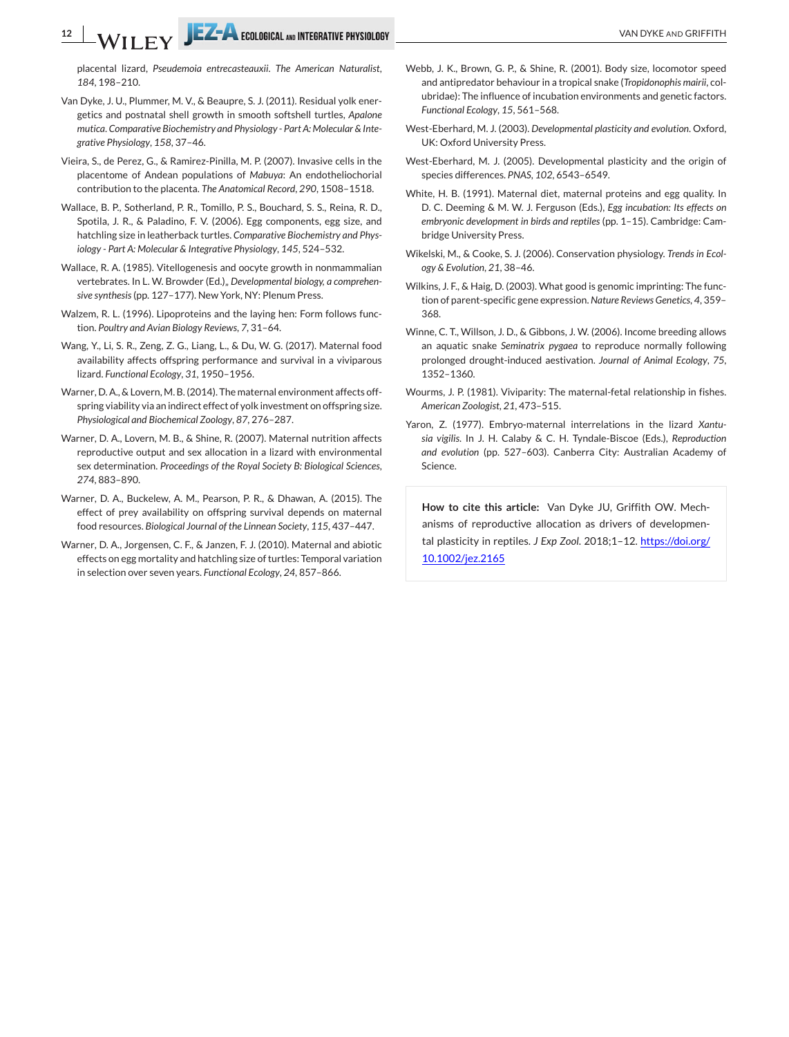placental lizard, *Pseudemoia entrecasteauxii*. *The American Naturalist*, *184*, 198–210.

Van Dyke, J. U., Plummer, M. V., & Beaupre, S. J. (2011). Residual yolk energetics and postnatal shell growth in smooth softshell turtles, *Apalone mutica*. *Comparative Biochemistry and Physiology - Part A: Molecular & Integrative Physiology*, *158*, 37–46.

Vieira, S., de Perez, G., & Ramirez-Pinilla, M. P. (2007). Invasive cells in the placentome of Andean populations of *Mabuya*: An endotheliochorial contribution to the placenta. *The Anatomical Record*, *290*, 1508–1518.

Wallace, B. P., Sotherland, P. R., Tomillo, P. S., Bouchard, S. S., Reina, R. D., Spotila, J. R., & Paladino, F. V. (2006). Egg components, egg size, and hatchling size in leatherback turtles. *Comparative Biochemistry and Physiology - Part A: Molecular & Integrative Physiology*, *145*, 524–532.

Wallace, R. A. (1985). Vitellogenesis and oocyte growth in nonmammalian vertebrates. In L. W. Browder (Ed.)„ *Developmental biology, a comprehensive synthesis* (pp. 127–177). New York, NY: Plenum Press.

Walzem, R. L. (1996). Lipoproteins and the laying hen: Form follows function. *Poultry and Avian Biology Reviews*, *7*, 31–64.

Wang, Y., Li, S. R., Zeng, Z. G., Liang, L., & Du, W. G. (2017). Maternal food availability affects offspring performance and survival in a viviparous lizard. *Functional Ecology*, *31*, 1950–1956.

Warner, D. A., & Lovern, M. B. (2014). The maternal environment affects offspring viability via an indirect effect of yolk investment on offspring size. *Physiological and Biochemical Zoology*, *87*, 276–287.

Warner, D. A., Lovern, M. B., & Shine, R. (2007). Maternal nutrition affects reproductive output and sex allocation in a lizard with environmental sex determination. *Proceedings of the Royal Society B: Biological Sciences*, *274*, 883–890.

Warner, D. A., Buckelew, A. M., Pearson, P. R., & Dhawan, A. (2015). The effect of prey availability on offspring survival depends on maternal food resources. *Biological Journal of the Linnean Society*, *115*, 437–447.

Warner, D. A., Jorgensen, C. F., & Janzen, F. J. (2010). Maternal and abiotic effects on egg mortality and hatchling size of turtles: Temporal variation in selection over seven years. *Functional Ecology*, *24*, 857–866.

Webb, J. K., Brown, G. P., & Shine, R. (2001). Body size, locomotor speed and antipredator behaviour in a tropical snake (*Tropidonophis mairii*, colubridae): The influence of incubation environments and genetic factors. *Functional Ecology*, *15*, 561–568.

West-Eberhard, M. J. (2003). *Developmental plasticity and evolution*. Oxford, UK: Oxford University Press.

West-Eberhard, M. J. (2005). Developmental plasticity and the origin of species differences. *PNAS*, *102*, 6543–6549.

White, H. B. (1991). Maternal diet, maternal proteins and egg quality. In D. C. Deeming & M. W. J. Ferguson (Eds.), *Egg incubation: Its effects on embryonic development in birds and reptiles* (pp. 1–15). Cambridge: Cambridge University Press.

Wikelski, M., & Cooke, S. J. (2006). Conservation physiology. *Trends in Ecology & Evolution*, *21*, 38–46.

Wilkins, J. F., & Haig, D. (2003). What good is genomic imprinting: The function of parent-specific gene expression. *Nature Reviews Genetics*, *4*, 359–368.

Winne, C. T., Willson, J. D., & Gibbons, J. W. (2006). Income breeding allows an aquatic snake *Seminatrix pygaea* to reproduce normally following prolonged drought-induced aestivation. *Journal of Animal Ecology*, *75*, 1352–1360.

Wourms, J. P. (1981). Viviparity: The maternal-fetal relationship in fishes. *American Zoologist*, *21*, 473–515.

Yaron, Z. (1977). Embryo-maternal interrelations in the lizard *Xantusia vigilis*. In J. H. Calaby & C. H. Tyndale-Biscoe (Eds.), *Reproduction and evolution* (pp. 527–603). Canberra City: Australian Academy of Science.

**How to cite this article:** Van Dyke JU, Griffith OW. Mechanisms of reproductive allocation as drivers of developmental plasticity in reptiles. *J Exp Zool*. 2018;1–12. https://doi.org/10.1002/jez.2165